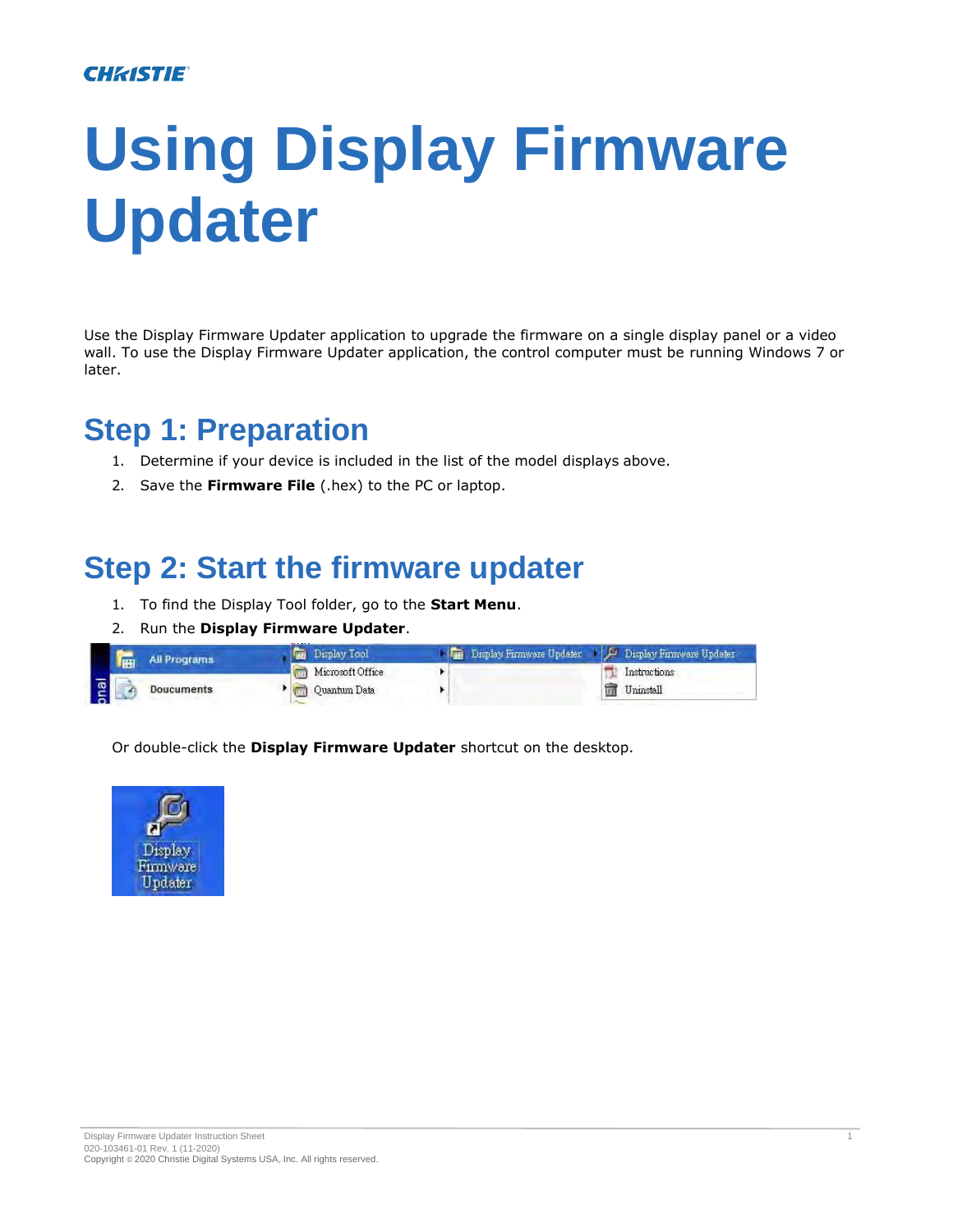# Using Display Firmware Updater

Use the Display Firmware Updater application to upgrade the firmware on a single display panel or a video wall. To use the Display Firmware Updater application, the control computer must be running Windows 7 or later.

## Step 1: Preparation

1. Determine if your device is included in the list of the model displays above.
2. Save the **Firmware File** (.hex) to the PC or laptop.

## Step 2: Start the firmware updater

1. To find the Display Tool folder, go to the **Start Menu**.
2. Run the **Display Firmware Updater**.

Or double-click the **Display Firmware Updater** shortcut on the desktop.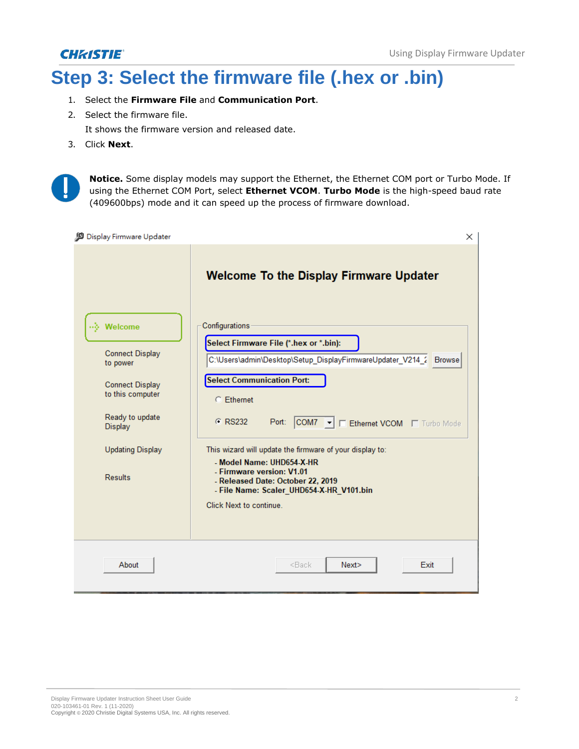# Step 3: Select the firmware file (.hex or .bin)

1. Select the **Firmware File** and **Communication Port**.
2. Select the firmware file.

   It shows the firmware version and released date.
3. Click **Next**.

**Notice.** Some display models may support the Ethernet, the Ethernet COM port or Turbo Mode. If using the Ethernet COM Port, select **Ethernet VCOM**. **Turbo Mode** is the high-speed baud rate (409600bps) mode and it can speed up the process of firmware download.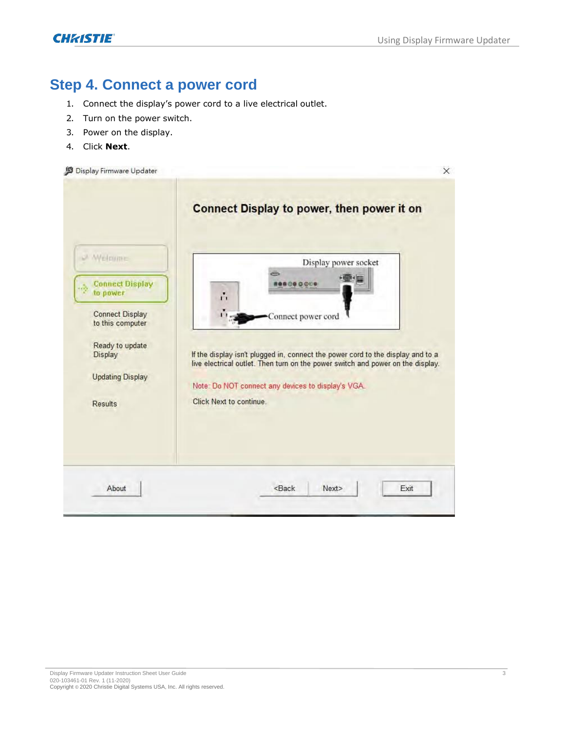## Step 4. Connect a power cord

1. Connect the display's power cord to a live electrical outlet.
2. Turn on the power switch.
3. Power on the display.
4. Click **Next**.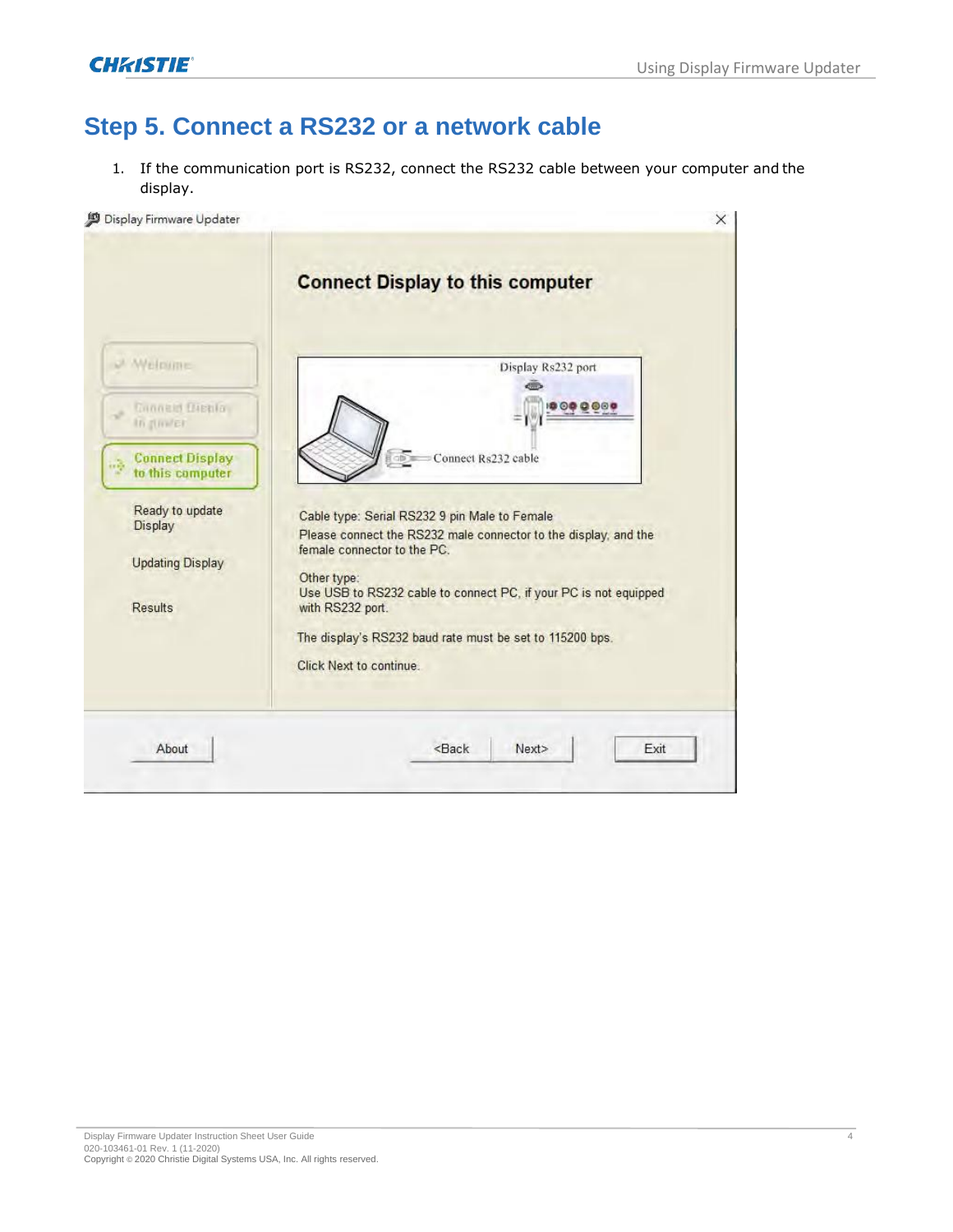## Step 5. Connect a RS232 or a network cable

1. If the communication port is RS232, connect the RS232 cable between your computer and the display.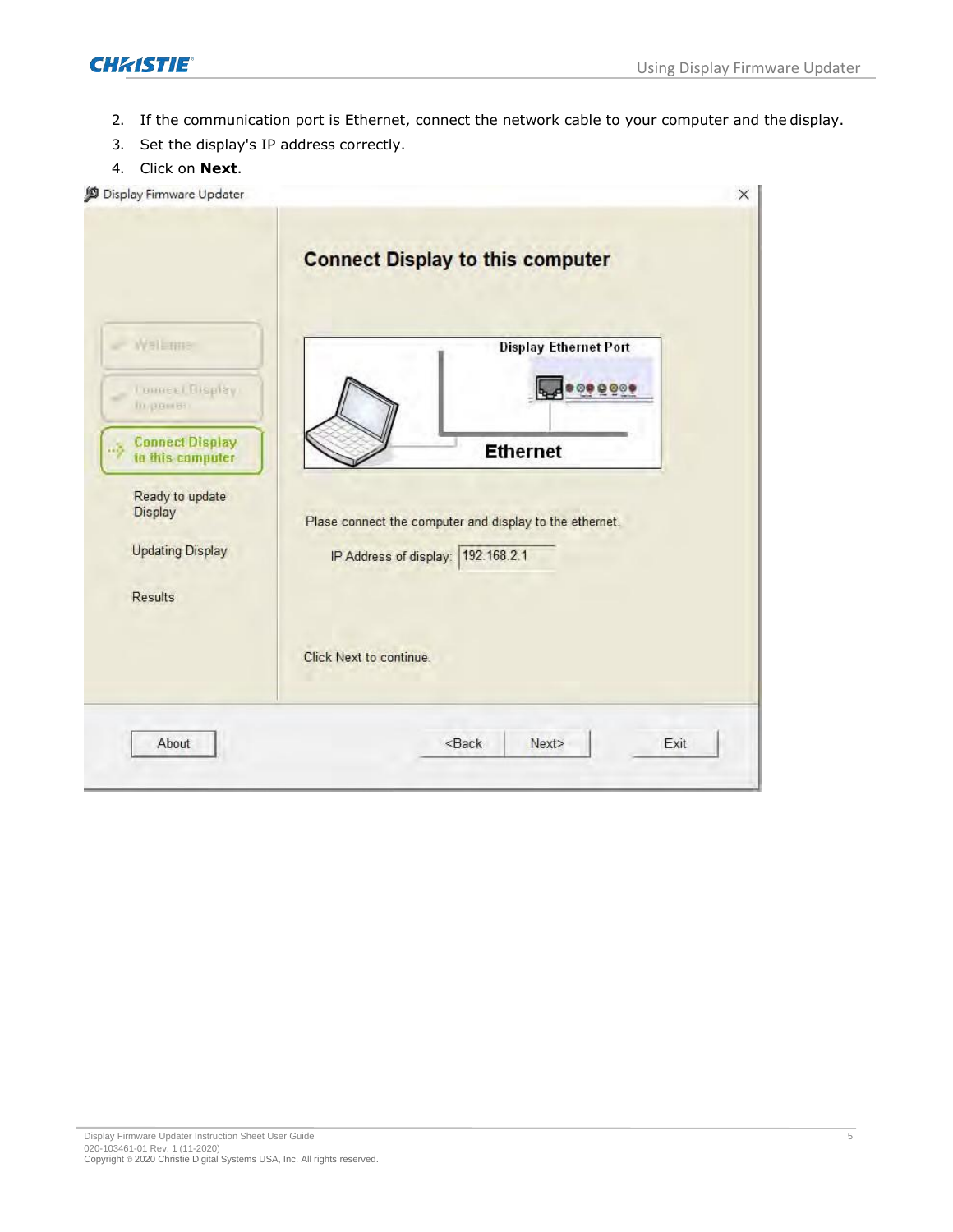2. If the communication port is Ethernet, connect the network cable to your computer and the display.
3. Set the display's IP address correctly.
4. Click on **Next**.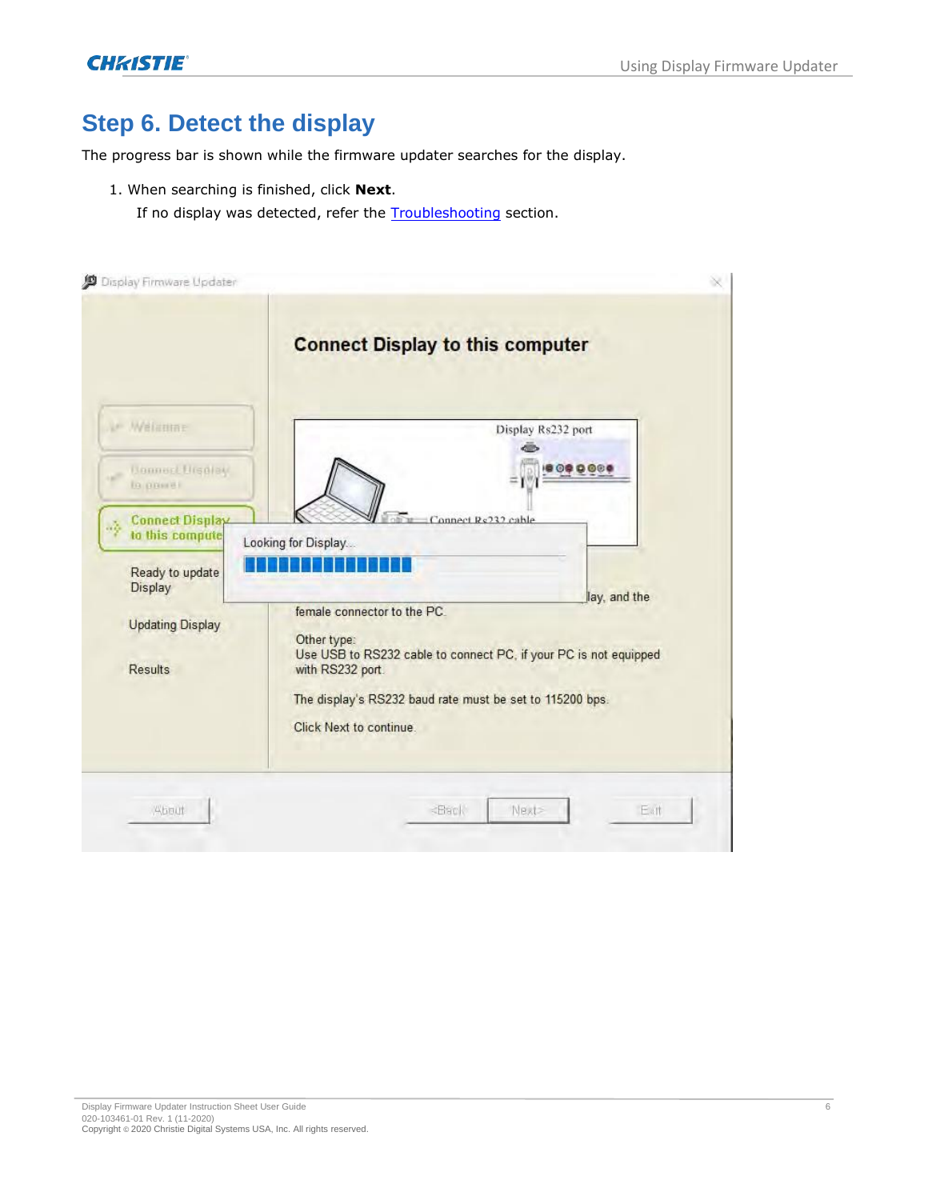## Step 6. Detect the display

The progress bar is shown while the firmware updater searches for the display.

1. When searching is finished, click **Next**.

   If no display was detected, refer the Troubleshooting section.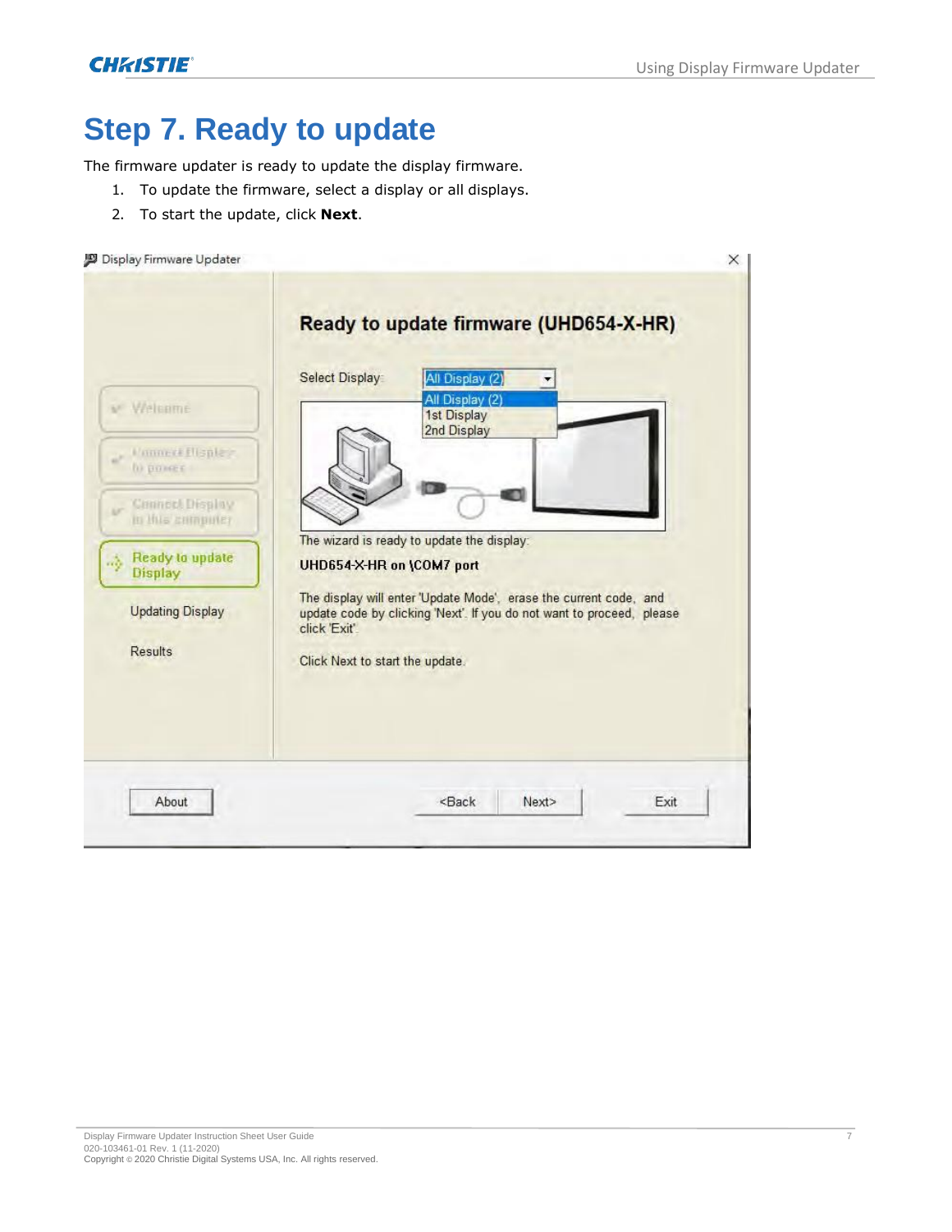# Step 7. Ready to update

The firmware updater is ready to update the display firmware.

1. To update the firmware, select a display or all displays.
2. To start the update, click **Next**.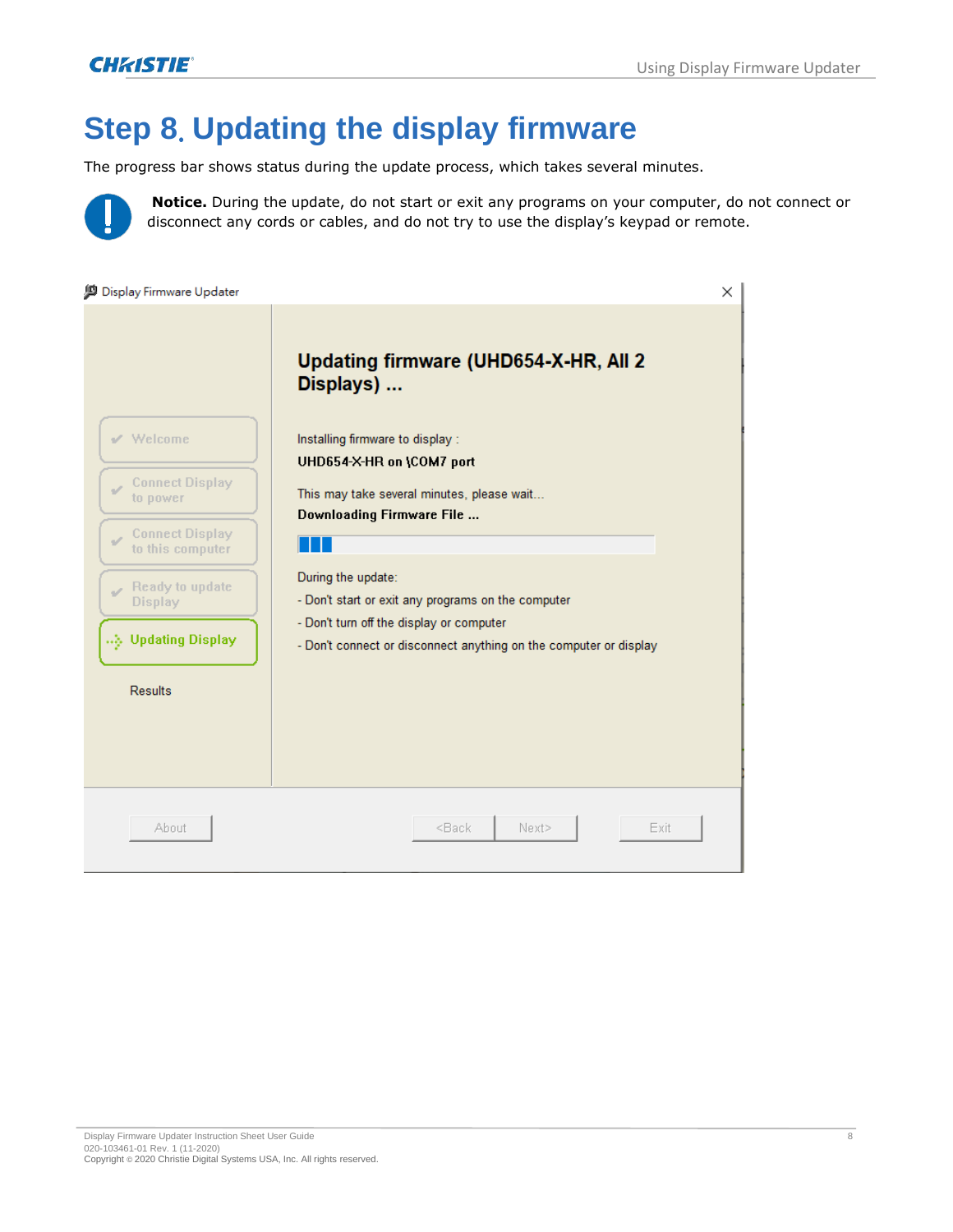# Step 8. Updating the display firmware

The progress bar shows status during the update process, which takes several minutes.

**Notice.** During the update, do not start or exit any programs on your computer, do not connect or disconnect any cords or cables, and do not try to use the display's keypad or remote.

Display Firmware Updater

- Welcome
- Connect Display to power
- Connect Display to this computer
- Ready to update Display
- Updating Display
- Results

**Updating firmware (UHD654-X-HR, All 2 Displays) ...**

Installing firmware to display :

**UHD654-X-HR on \COM7 port**

This may take several minutes, please wait...

**Downloading Firmware File ...**

During the update:

- Don't start or exit any programs on the computer
- Don't turn off the display or computer
- Don't connect or disconnect anything on the computer or display

About | <Back | Next> | Exit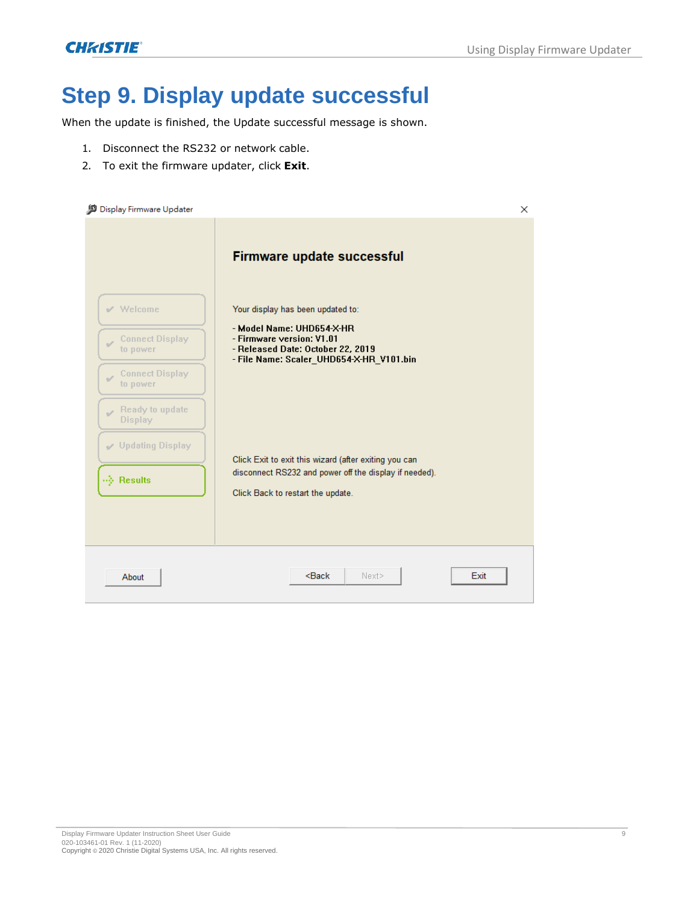# Step 9. Display update successful

When the update is finished, the Update successful message is shown.

1. Disconnect the RS232 or network cable.
2. To exit the firmware updater, click **Exit**.

Display Firmware Updater

**Firmware update successful**

- Welcome
- Connect Display to power
- Connect Display to power
- Ready to update Display
- Updating Display
- **Results**

Your display has been updated to:

- **Model Name: UHD654-X-HR**
- **Firmware version: V1.01**
- **Released Date: October 22, 2019**
- **File Name: Scaler_UHD654-X-HR_V101.bin**

Click Exit to exit this wizard (after exiting you can disconnect RS232 and power off the display if needed).

Click Back to restart the update.

About | <Back | Next> | Exit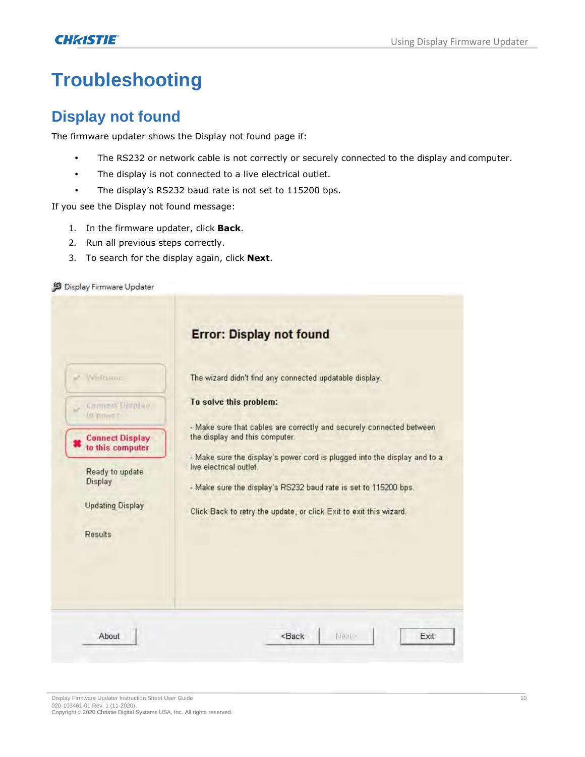# Troubleshooting

## Display not found

The firmware updater shows the Display not found page if:

- The RS232 or network cable is not correctly or securely connected to the display and computer.
- The display is not connected to a live electrical outlet.
- The display's RS232 baud rate is not set to 115200 bps.

If you see the Display not found message:

1. In the firmware updater, click **Back**.
2. Run all previous steps correctly.
3. To search for the display again, click **Next**.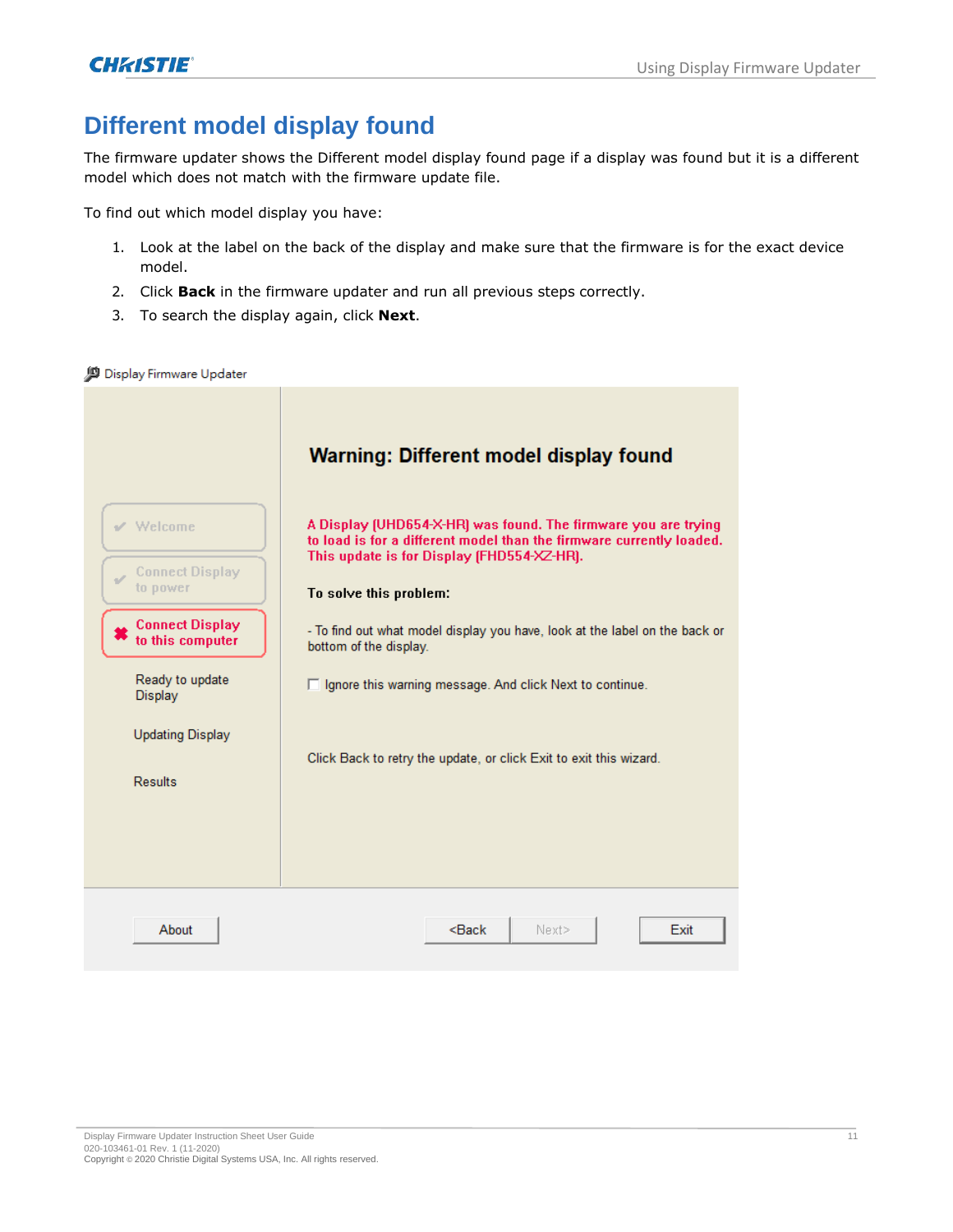# Different model display found

The firmware updater shows the Different model display found page if a display was found but it is a different model which does not match with the firmware update file.

To find out which model display you have:

1. Look at the label on the back of the display and make sure that the firmware is for the exact device model.
2. Click **Back** in the firmware updater and run all previous steps correctly.
3. To search the display again, click **Next**.

Display Firmware Updater

Welcome

Connect Display to power

Connect Display to this computer

Ready to update Display

Updating Display

Results

**Warning: Different model display found**

A Display (UHD654-X-HR) was found. The firmware you are trying to load is for a different model than the firmware currently loaded. This update is for Display (FHD554-XZ-HR).

**To solve this problem:**

- To find out what model display you have, look at the label on the back or bottom of the display.

☐ Ignore this warning message. And click Next to continue.

Click Back to retry the update, or click Exit to exit this wizard.

About | <Back | Next> | Exit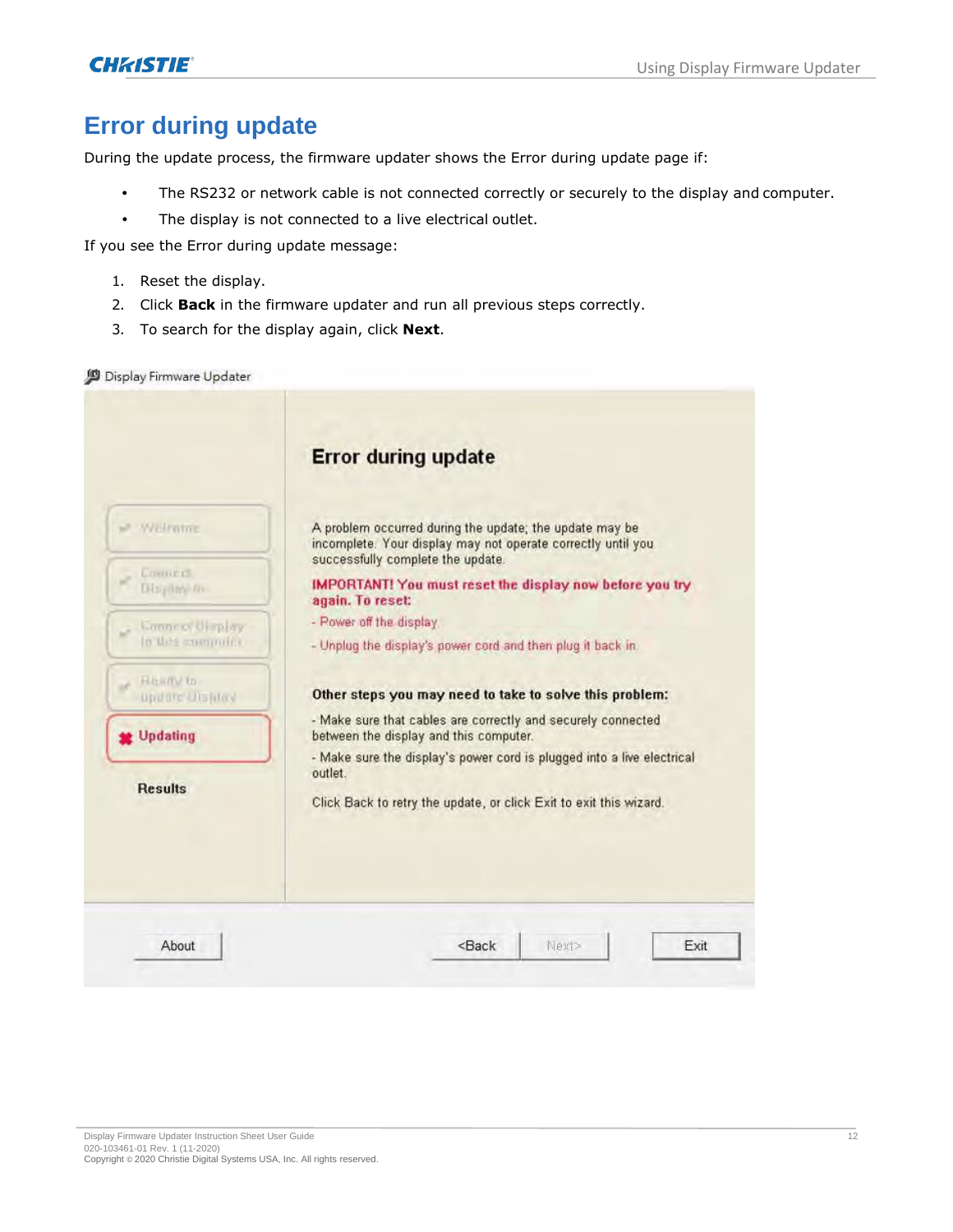# Error during update

During the update process, the firmware updater shows the Error during update page if:

- The RS232 or network cable is not connected correctly or securely to the display and computer.
- The display is not connected to a live electrical outlet.

If you see the Error during update message:

1. Reset the display.
2. Click **Back** in the firmware updater and run all previous steps correctly.
3. To search for the display again, click **Next**.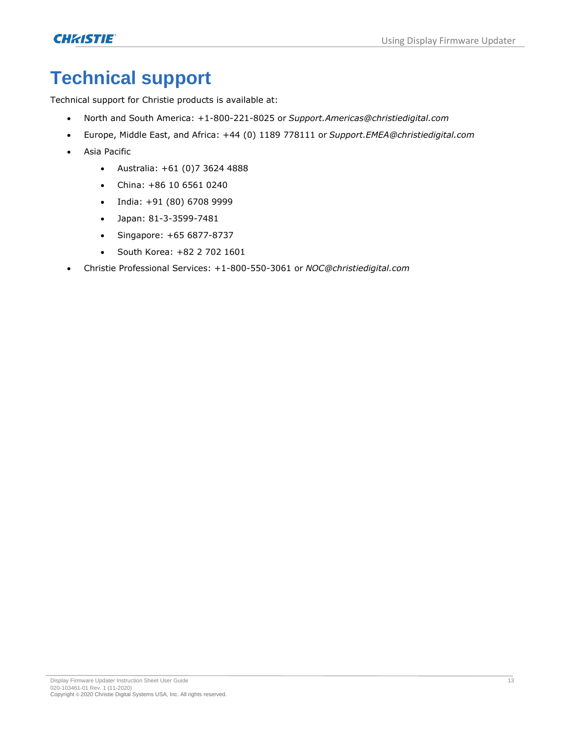# Technical support

Technical support for Christie products is available at:

- North and South America: +1-800-221-8025 or *Support.Americas@christiedigital.com*
- Europe, Middle East, and Africa: +44 (0) 1189 778111 or *Support.EMEA@christiedigital.com*
- Asia Pacific
  - Australia: +61 (0)7 3624 4888
  - China: +86 10 6561 0240
  - India: +91 (80) 6708 9999
  - Japan: 81-3-3599-7481
  - Singapore: +65 6877-8737
  - South Korea: +82 2 702 1601
- Christie Professional Services: +1-800-550-3061 or *NOC@christiedigital.com*